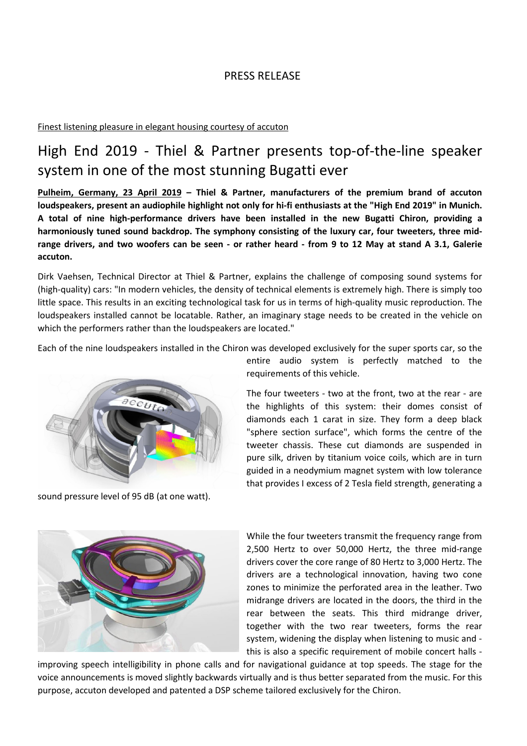PRESS RELEASE

Finest listening pleasure in elegant housing courtesy of accuton

# High End 2019 - Thiel & Partner presents top-of-the-line speaker system in one of the most stunning Bugatti ever

**Pulheim, Germany, 23 April 2019 – Thiel & Partner, manufacturers of the premium brand of accuton loudspeakers, present an audiophile highlight not only for hi-fi enthusiasts at the "High End 2019" in Munich. A total of nine high-performance drivers have been installed in the new Bugatti Chiron, providing a harmoniously tuned sound backdrop. The symphony consisting of the luxury car, four tweeters, three mid-range drivers, and two woofers can be seen - or rather heard - from 9 to 12 May at stand A 3.1, Galerie accuton.**

Dirk Vaehsen, Technical Director at Thiel & Partner, explains the challenge of composing sound systems for (high-quality) cars: "In modern vehicles, the density of technical elements is extremely high. There is simply too little space. This results in an exciting technological task for us in terms of high-quality music reproduction. The loudspeakers installed cannot be locatable. Rather, an imaginary stage needs to be created in the vehicle on which the performers rather than the loudspeakers are located."

Each of the nine loudspeakers installed in the Chiron was developed exclusively for the super sports car, so the entire audio system is perfectly matched to the requirements of this vehicle.

The four tweeters - two at the front, two at the rear - are the highlights of this system: their domes consist of diamonds each 1 carat in size. They form a deep black "sphere section surface", which forms the centre of the tweeter chassis. These cut diamonds are suspended in pure silk, driven by titanium voice coils, which are in turn guided in a neodymium magnet system with low tolerance that provides I excess of 2 Tesla field strength, generating a sound pressure level of 95 dB (at one watt).

While the four tweeters transmit the frequency range from 2,500 Hertz to over 50,000 Hertz, the three mid-range drivers cover the core range of 80 Hertz to 3,000 Hertz. The drivers are a technological innovation, having two cone zones to minimize the perforated area in the leather. Two midrange drivers are located in the doors, the third in the rear between the seats. This third midrange driver, together with the two rear tweeters, forms the rear system, widening the display when listening to music and - this is also a specific requirement of mobile concert halls - improving speech intelligibility in phone calls and for navigational guidance at top speeds. The stage for the voice announcements is moved slightly backwards virtually and is thus better separated from the music. For this purpose, accuton developed and patented a DSP scheme tailored exclusively for the Chiron.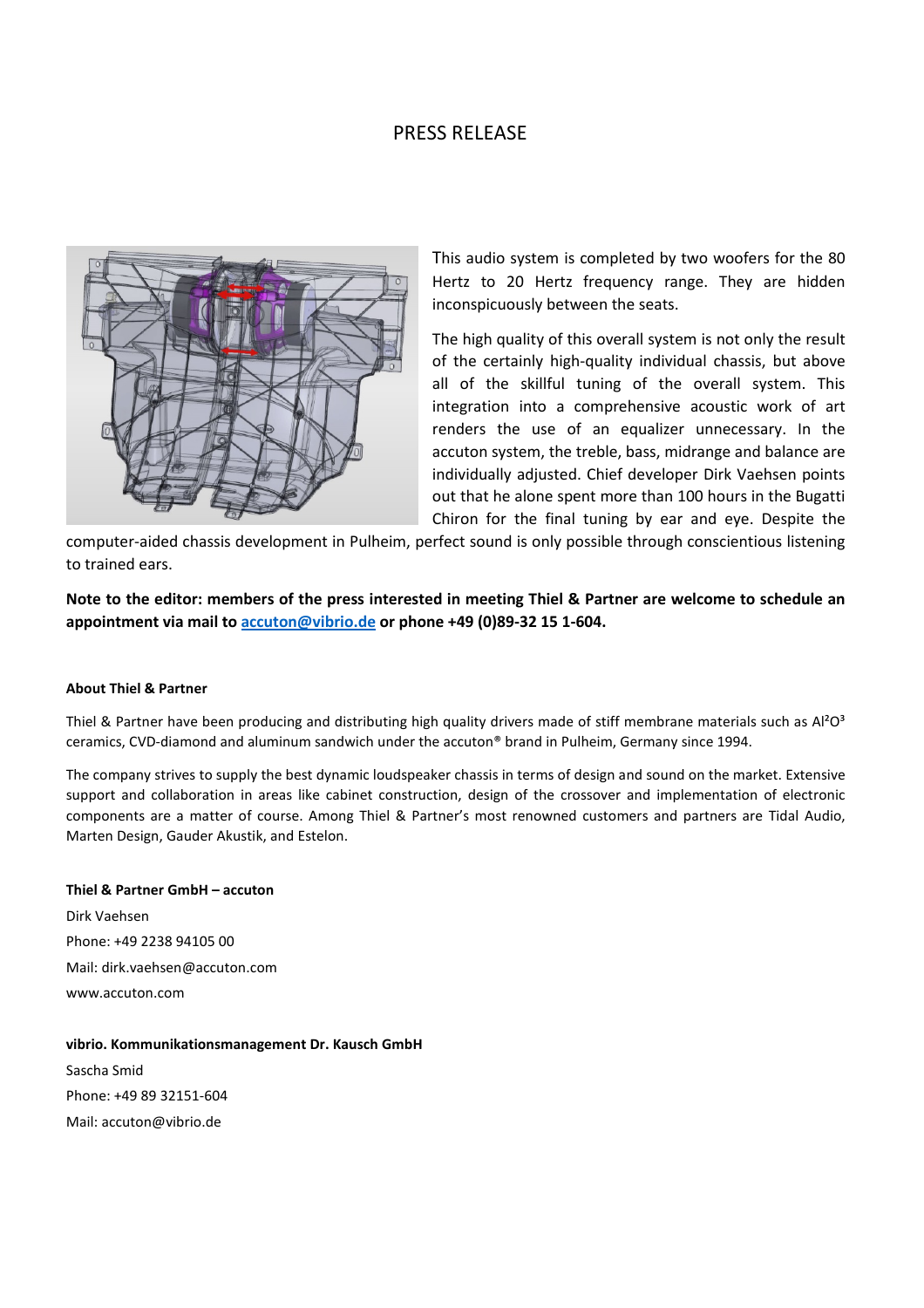# PRESS RELEASE

This audio system is completed by two woofers for the 80 Hertz to 20 Hertz frequency range. They are hidden inconspicuously between the seats.

The high quality of this overall system is not only the result of the certainly high-quality individual chassis, but above all of the skillful tuning of the overall system. This integration into a comprehensive acoustic work of art renders the use of an equalizer unnecessary. In the accuton system, the treble, bass, midrange and balance are individually adjusted. Chief developer Dirk Vaehsen points out that he alone spent more than 100 hours in the Bugatti Chiron for the final tuning by ear and eye. Despite the computer-aided chassis development in Pulheim, perfect sound is only possible through conscientious listening to trained ears.

**Note to the editor: members of the press interested in meeting Thiel & Partner are welcome to schedule an appointment via mail to [accuton@vibrio.de](mailto:accuton@vibrio.de) or phone +49 (0)89-32 15 1-604.**

**About Thiel & Partner**

Thiel & Partner have been producing and distributing high quality drivers made of stiff membrane materials such as $Al^2O^3$ ceramics, CVD-diamond and aluminum sandwich under the accuton® brand in Pulheim, Germany since 1994.

The company strives to supply the best dynamic loudspeaker chassis in terms of design and sound on the market. Extensive support and collaboration in areas like cabinet construction, design of the crossover and implementation of electronic components are a matter of course. Among Thiel & Partner's most renowned customers and partners are Tidal Audio, Marten Design, Gauder Akustik, and Estelon.

**Thiel & Partner GmbH – accuton**

Dirk Vaehsen
Phone: +49 2238 94105 00
Mail: dirk.vaehsen@accuton.com
www.accuton.com

**vibrio. Kommunikationsmanagement Dr. Kausch GmbH**

Sascha Smid
Phone: +49 89 32151-604
Mail: accuton@vibrio.de